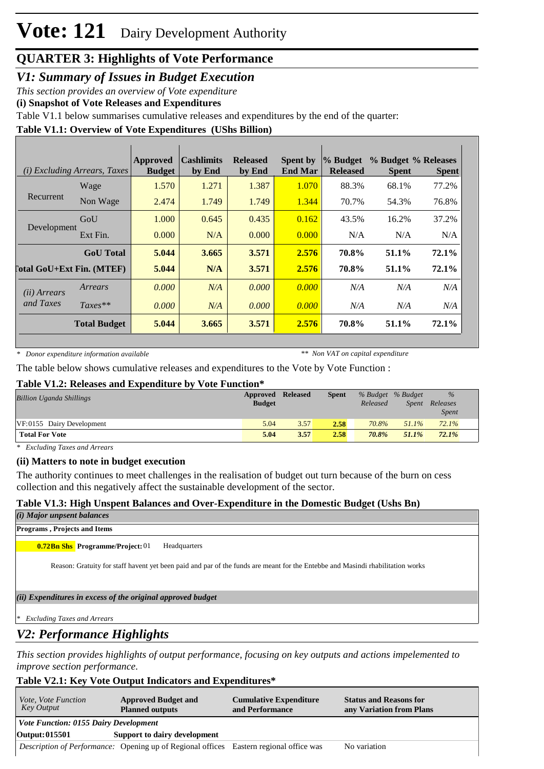# Vote: 121 Dairy Development Authority

## QUARTER 3: Highlights of Vote Performance

### *V1: Summary of Issues in Budget Execution*

*This section provides an overview of Vote expenditure*

**(i) Snapshot of Vote Releases and Expenditures**

Table V1.1 below summarises cumulative releases and expenditures by the end of the quarter:

**Table V1.1: Overview of Vote Expenditures (UShs Billion)**

| *(i) Excluding Arrears, Taxes* | | Approved Budget | Cashlimits by End | Released by End | Spent by End Mar | % Budget Released | % Budget Spent | % Releases Spent |
|---|---|---|---|---|---|---|---|---|
| Recurrent | Wage | 1.570 | 1.271 | 1.387 | 1.070 | 88.3% | 68.1% | 77.2% |
| | Non Wage | 2.474 | 1.749 | 1.749 | 1.344 | 70.7% | 54.3% | 76.8% |
| Development | GoU | 1.000 | 0.645 | 0.435 | 0.162 | 43.5% | 16.2% | 37.2% |
| | Ext Fin. | 0.000 | N/A | 0.000 | 0.000 | N/A | N/A | N/A |
| | **GoU Total** | **5.044** | **3.665** | **3.571** | **2.576** | **70.8%** | **51.1%** | **72.1%** |
| **Total GoU+Ext Fin. (MTEF)** | | **5.044** | **N/A** | **3.571** | **2.576** | **70.8%** | **51.1%** | **72.1%** |
| *(ii) Arrears and Taxes* | *Arrears* | *0.000* | *N/A* | *0.000* | *0.000* | *N/A* | *N/A* | *N/A* |
| | *Taxes*** | *0.000* | *N/A* | *0.000* | *0.000* | *N/A* | *N/A* | *N/A* |
| | **Total Budget** | **5.044** | **3.665** | **3.571** | **2.576** | **70.8%** | **51.1%** | **72.1%** |

*\* Donor expenditure information available* *\*\* Non VAT on capital expenditure*

The table below shows cumulative releases and expenditures to the Vote by Vote Function :

**Table V1.2: Releases and Expenditure by Vote Function***

| *Billion Uganda Shillings* | Approved Budget | Released | Spent | *% Budget Released* | *% Budget Spent* | *% Releases Spent* |
|---|---|---|---|---|---|---|
| VF:0155 Dairy Development | 5.04 | 3.57 | 2.58 | 70.8% | 51.1% | 72.1% |
| **Total For Vote** | **5.04** | **3.57** | **2.58** | ***70.8%*** | ***51.1%*** | ***72.1%*** |

*\* Excluding Taxes and Arrears*

**(ii) Matters to note in budget execution**

The authority continues to meet challenges in the realisation of budget out turn because of the burn on cess collection and this negatively affect the sustainable development of the sector.

**Table V1.3: High Unspent Balances and Over-Expenditure in the Domestic Budget (Ushs Bn)**

***(i) Major unpsent balances***

**Programs , Projects and Items**

**0.72Bn Shs** **Programme/Project:** 01 Headquarters

Reason: Gratuity for staff havent yet been paid and par of the funds are meant for the Entebbe and Masindi rhabilitation works

***(ii) Expenditures in excess of the original approved budget***

*\* Excluding Taxes and Arrears*

### *V2: Performance Highlights*

*This section provides highlights of output performance, focusing on key outputs and actions impelemented to improve section performance.*

**Table V2.1: Key Vote Output Indicators and Expenditures***

| *Vote, Vote Function Key Output* | Approved Budget and Planned outputs | Cumulative Expenditure and Performance | Status and Reasons for any Variation from Plans |
|---|---|---|---|
| ***Vote Function: 0155 Dairy Development*** | | | |
| **Output: 015501** | **Support to dairy development** | | |
| *Description of Performance:* | Opening up of Regional offices | Eastern regional office was | No variation |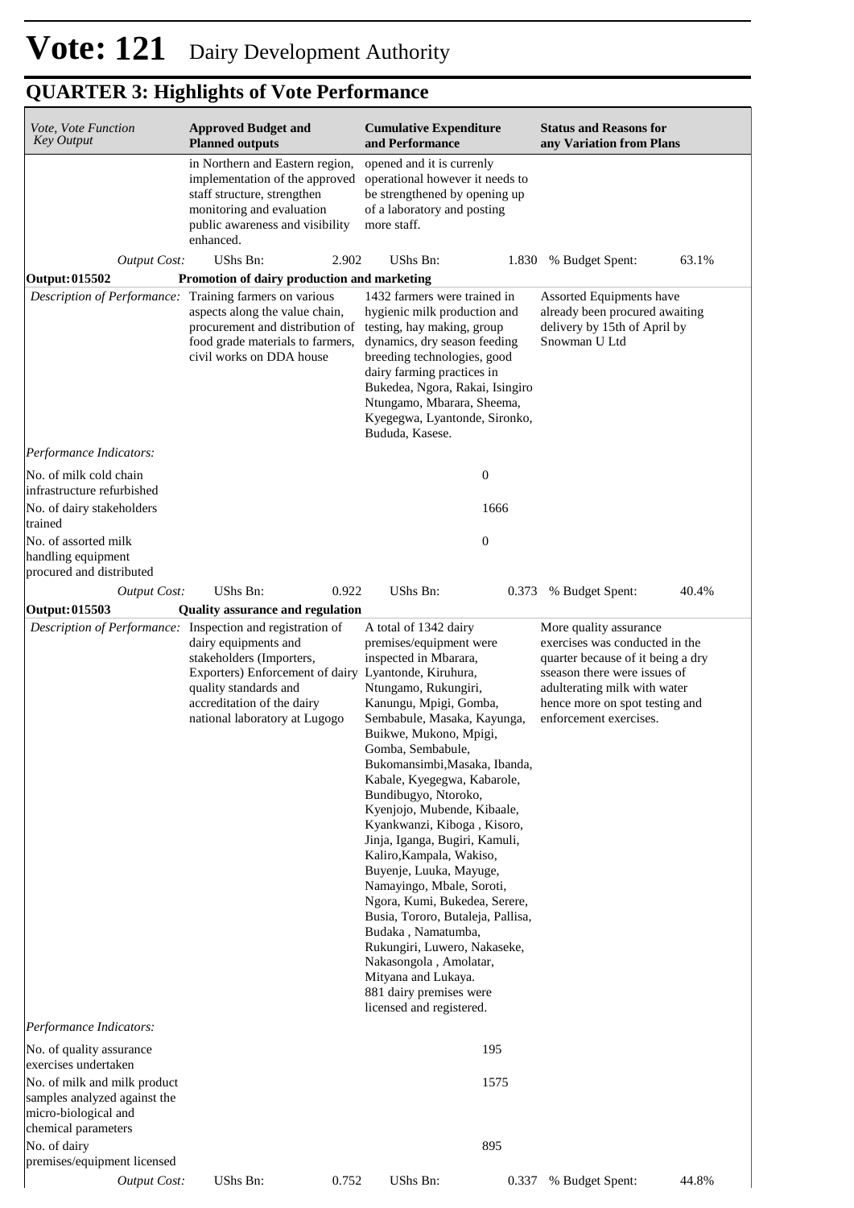# Vote: 121 Dairy Development Authority

## QUARTER 3: Highlights of Vote Performance

| *Vote, Vote Function Key Output* | **Approved Budget and Planned outputs** | **Cumulative Expenditure and Performance** | **Status and Reasons for any Variation from Plans** |
|---|---|---|---|
| | in Northern and Eastern region, implementation of the approved staff structure, strengthen monitoring and evaluation public awareness and visibility enhanced. | opened and it is currenly operational however it needs to be strengthened by opening up of a laboratory and posting more staff. | |
| *Output Cost:* | UShs Bn: 2.902 | UShs Bn: 1.830 | % Budget Spent: 63.1% |
| **Output: 015502** | **Promotion of dairy production and marketing** | | |
| *Description of Performance:* | Training farmers on various aspects along the value chain, procurement and distribution of food grade materials to farmers, civil works on DDA house | 1432 farmers were trained in hygienic milk production and testing, hay making, group dynamics, dry season feeding breeding technologies, good dairy farming practices in Bukedea, Ngora, Rakai, Isingiro Ntungamo, Mbarara, Sheema, Kyegegwa, Lyantonde, Sironko, Bududa, Kasese. | Assorted Equipments have already been procured awaiting delivery by 15th of April by Snowman U Ltd |
| *Performance Indicators:* | | | |
| No. of milk cold chain infrastructure refurbished | | 0 | |
| No. of dairy stakeholders trained | | 1666 | |
| No. of assorted milk handling equipment procured and distributed | | 0 | |
| *Output Cost:* | UShs Bn: 0.922 | UShs Bn: 0.373 | % Budget Spent: 40.4% |
| **Output: 015503** | **Quality assurance and regulation** | | |
| *Description of Performance:* | Inspection and registration of dairy equipments and stakeholders (Importers, Exporters) Enforcement of dairy quality standards and accreditation of the dairy national laboratory at Lugogo | A total of 1342 dairy premises/equipment were inspected in Mbarara, Lyantonde, Kiruhura, Ntungamo, Rukungiri, Kanungu, Mpigi, Gomba, Sembabule, Masaka, Kayunga, Buikwe, Mukono, Mpigi, Gomba, Sembabule, Bukomansimbi,Masaka, Ibanda, Kabale, Kyegegwa, Kabarole, Bundibugyo, Ntoroko, Kyenjojo, Mubende, Kibaale, Kyankwanzi, Kiboga , Kisoro, Jinja, Iganga, Bugiri, Kamuli, Kaliro,Kampala, Wakiso, Buyenje, Luuka, Mayuge, Namayingo, Mbale, Soroti, Ngora, Kumi, Bukedea, Serere, Busia, Tororo, Butaleja, Pallisa, Budaka , Namatumba, Rukungiri, Luwero, Nakaseke, Nakasongola , Amolatar, Mityana and Lukaya. 881 dairy premises were licensed and registered. | More quality assurance exercises was conducted in the quarter because of it being a dry sseason there were issues of adulterating milk with water hence more on spot testing and enforcement exercises. |
| *Performance Indicators:* | | | |
| No. of quality assurance exercises undertaken | | 195 | |
| No. of milk and milk product samples analyzed against the micro-biological and chemical parameters | | 1575 | |
| No. of dairy premises/equipment licensed | | 895 | |
| *Output Cost:* | UShs Bn: 0.752 | UShs Bn: 0.337 | % Budget Spent: 44.8% |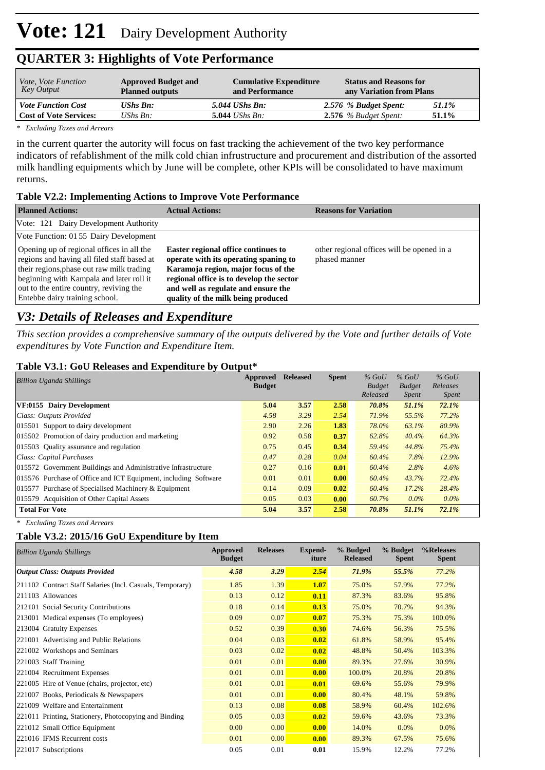# Vote: 121 Dairy Development Authority

## QUARTER 3: Highlights of Vote Performance

| *Vote, Vote Function Key Output* | **Approved Budget and Planned outputs** | **Cumulative Expenditure and Performance** | **Status and Reasons for any Variation from Plans** | |
|---|---|---|---|---|
| ***Vote Function Cost*** | ***UShs Bn:*** | ***5.044 UShs Bn:*** | ***2.576 % Budget Spent:*** | ***51.1%*** |
| **Cost of Vote Services:** | *UShs Bn:* | **5.044** *UShs Bn:* | **2.576** *% Budget Spent:* | **51.1%** |

*\* Excluding Taxes and Arrears*

in the current quarter the autority will focus on fast tracking the achievement of the two key performance indicators of refablishment of the milk cold chian infrustructure and procurement and distribution of the assorted milk handling equipments which by June will be complete, other KPIs will be consolidated to have maximum returns.

**Table V2.2: Implementing Actions to Improve Vote Performance**

| **Planned Actions:** | **Actual Actions:** | **Reasons for Variation** |
|---|---|---|
| Vote: 121 Dairy Development Authority | | |
| Vote Function: 01 55 Dairy Development | | |
| Opening up of regional offices in all the regions and having all filed staff based at their regions,phase out raw milk trading beginning with Kampala and later roll it out to the entire country, reviving the Entebbe dairy training school. | **Easter regional office continues to operate with its operating spaning to Karamoja region, major focus of the regional office is to develop the sector and well as regulate and ensure the quality of the milk being produced** | other regional offices will be opened in a phased manner |

## V3: Details of Releases and Expenditure

*This section provides a comprehensive summary of the outputs delivered by the Vote and further details of Vote expenditures by Vote Function and Expenditure Item.*

**Table V3.1: GoU Releases and Expenditure by Output\***

| *Billion Uganda Shillings* | **Approved Budget** | **Released** | **Spent** | *% GoU Budget Released* | *% GoU Budget Spent* | *% GoU Releases Spent* |
|---|---|---|---|---|---|---|
| **VF:0155 Dairy Development** | **5.04** | **3.57** | **2.58** | ***70.8%*** | ***51.1%*** | ***72.1%*** |
| *Class: Outputs Provided* | *4.58* | *3.29* | *2.54* | *71.9%* | *55.5%* | *77.2%* |
| 015501 Support to dairy development | 2.90 | 2.26 | **1.83** | *78.0%* | *63.1%* | *80.9%* |
| 015502 Promotion of dairy production and marketing | 0.92 | 0.58 | **0.37** | *62.8%* | *40.4%* | *64.3%* |
| 015503 Quality assurance and regulation | 0.75 | 0.45 | **0.34** | *59.4%* | *44.8%* | *75.4%* |
| *Class: Capital Purchases* | *0.47* | *0.28* | *0.04* | *60.4%* | *7.8%* | *12.9%* |
| 015572 Government Buildings and Administrative Infrastructure | 0.27 | 0.16 | **0.01** | *60.4%* | *2.8%* | *4.6%* |
| 015576 Purchase of Office and ICT Equipment, including Software | 0.01 | 0.01 | **0.00** | *60.4%* | *43.7%* | *72.4%* |
| 015577 Purchase of Specialised Machinery & Equipment | 0.14 | 0.09 | **0.02** | *60.4%* | *17.2%* | *28.4%* |
| 015579 Acquisition of Other Capital Assets | 0.05 | 0.03 | **0.00** | *60.7%* | *0.0%* | *0.0%* |
| **Total For Vote** | **5.04** | **3.57** | **2.58** | ***70.8%*** | ***51.1%*** | ***72.1%*** |

*\* Excluding Taxes and Arrears*

**Table V3.2: 2015/16 GoU Expenditure by Item**

| *Billion Uganda Shillings* | **Approved Budget** | **Releases** | **Expend-iture** | **% Budged Released** | **% Budget Spent** | **%Releases Spent** |
|---|---|---|---|---|---|---|
| ***Output Class: Outputs Provided*** | ***4.58*** | ***3.29*** | ***2.54*** | *71.9%* | *55.5%* | *77.2%* |
| 211102 Contract Staff Salaries (Incl. Casuals, Temporary) | 1.85 | 1.39 | **1.07** | 75.0% | 57.9% | 77.2% |
| 211103 Allowances | 0.13 | 0.12 | **0.11** | 87.3% | 83.6% | 95.8% |
| 212101 Social Security Contributions | 0.18 | 0.14 | **0.13** | 75.0% | 70.7% | 94.3% |
| 213001 Medical expenses (To employees) | 0.09 | 0.07 | **0.07** | 75.3% | 75.3% | 100.0% |
| 213004 Gratuity Expenses | 0.52 | 0.39 | **0.30** | 74.6% | 56.3% | 75.5% |
| 221001 Advertising and Public Relations | 0.04 | 0.03 | **0.02** | 61.8% | 58.9% | 95.4% |
| 221002 Workshops and Seminars | 0.03 | 0.02 | **0.02** | 48.8% | 50.4% | 103.3% |
| 221003 Staff Training | 0.01 | 0.01 | **0.00** | 89.3% | 27.6% | 30.9% |
| 221004 Recruitment Expenses | 0.01 | 0.01 | **0.00** | 100.0% | 20.8% | 20.8% |
| 221005 Hire of Venue (chairs, projector, etc) | 0.01 | 0.01 | **0.01** | 69.6% | 55.6% | 79.9% |
| 221007 Books, Periodicals & Newspapers | 0.01 | 0.01 | **0.00** | 80.4% | 48.1% | 59.8% |
| 221009 Welfare and Entertainment | 0.13 | 0.08 | **0.08** | 58.9% | 60.4% | 102.6% |
| 221011 Printing, Stationery, Photocopying and Binding | 0.05 | 0.03 | **0.02** | 59.6% | 43.6% | 73.3% |
| 221012 Small Office Equipment | 0.00 | 0.00 | **0.00** | 14.0% | 0.0% | 0.0% |
| 221016 IFMS Recurrent costs | 0.01 | 0.00 | **0.00** | 89.3% | 67.5% | 75.6% |
| 221017 Subscriptions | 0.05 | 0.01 | **0.01** | 15.9% | 12.2% | 77.2% |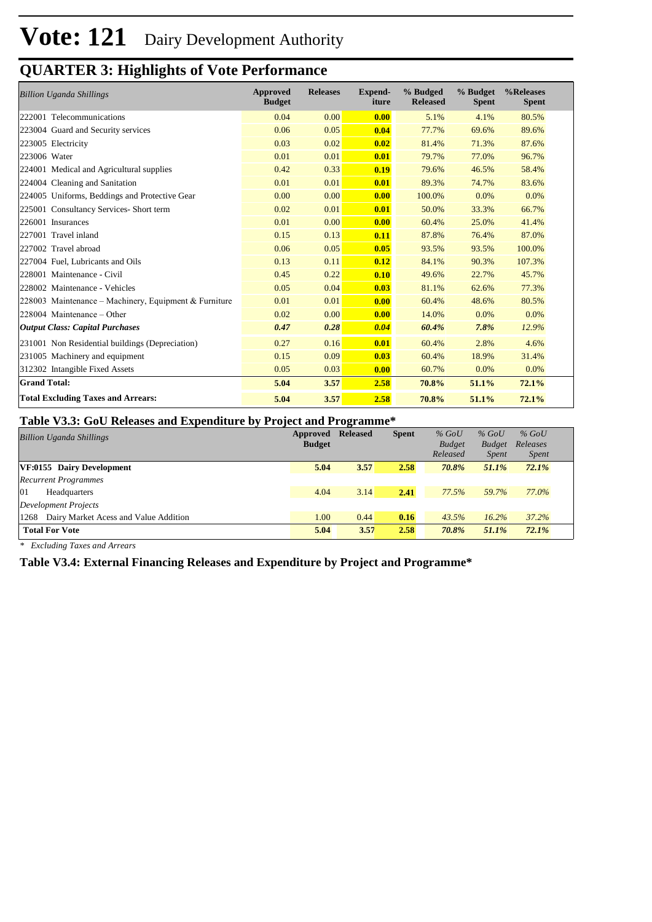# Vote: 121 Dairy Development Authority

## QUARTER 3: Highlights of Vote Performance

| *Billion Uganda Shillings* | Approved Budget | Releases | Expend-iture | % Budged Released | % Budget Spent | %Releases Spent |
|---|---|---|---|---|---|---|
| 222001 Telecommunications | 0.04 | 0.00 | **0.00** | 5.1% | 4.1% | 80.5% |
| 223004 Guard and Security services | 0.06 | 0.05 | **0.04** | 77.7% | 69.6% | 89.6% |
| 223005 Electricity | 0.03 | 0.02 | **0.02** | 81.4% | 71.3% | 87.6% |
| 223006 Water | 0.01 | 0.01 | **0.01** | 79.7% | 77.0% | 96.7% |
| 224001 Medical and Agricultural supplies | 0.42 | 0.33 | **0.19** | 79.6% | 46.5% | 58.4% |
| 224004 Cleaning and Sanitation | 0.01 | 0.01 | **0.01** | 89.3% | 74.7% | 83.6% |
| 224005 Uniforms, Beddings and Protective Gear | 0.00 | 0.00 | **0.00** | 100.0% | 0.0% | 0.0% |
| 225001 Consultancy Services- Short term | 0.02 | 0.01 | **0.01** | 50.0% | 33.3% | 66.7% |
| 226001 Insurances | 0.01 | 0.00 | **0.00** | 60.4% | 25.0% | 41.4% |
| 227001 Travel inland | 0.15 | 0.13 | **0.11** | 87.8% | 76.4% | 87.0% |
| 227002 Travel abroad | 0.06 | 0.05 | **0.05** | 93.5% | 93.5% | 100.0% |
| 227004 Fuel, Lubricants and Oils | 0.13 | 0.11 | **0.12** | 84.1% | 90.3% | 107.3% |
| 228001 Maintenance - Civil | 0.45 | 0.22 | **0.10** | 49.6% | 22.7% | 45.7% |
| 228002 Maintenance - Vehicles | 0.05 | 0.04 | **0.03** | 81.1% | 62.6% | 77.3% |
| 228003 Maintenance – Machinery, Equipment & Furniture | 0.01 | 0.01 | **0.00** | 60.4% | 48.6% | 80.5% |
| 228004 Maintenance – Other | 0.02 | 0.00 | **0.00** | 14.0% | 0.0% | 0.0% |
| ***Output Class: Capital Purchases*** | ***0.47*** | ***0.28*** | ***0.04*** | ***60.4%*** | ***7.8%*** | *12.9%* |
| 231001 Non Residential buildings (Depreciation) | 0.27 | 0.16 | **0.01** | 60.4% | 2.8% | 4.6% |
| 231005 Machinery and equipment | 0.15 | 0.09 | **0.03** | 60.4% | 18.9% | 31.4% |
| 312302 Intangible Fixed Assets | 0.05 | 0.03 | **0.00** | 60.7% | 0.0% | 0.0% |
| **Grand Total:** | **5.04** | **3.57** | **2.58** | **70.8%** | **51.1%** | **72.1%** |
| **Total Excluding Taxes and Arrears:** | **5.04** | **3.57** | **2.58** | **70.8%** | **51.1%** | **72.1%** |

### Table V3.3: GoU Releases and Expenditure by Project and Programme*

| *Billion Uganda Shillings* | Approved Budget | Released | Spent | *% GoU Budget Released* | *% GoU Budget Spent* | *% GoU Releases Spent* |
|---|---|---|---|---|---|---|
| **VF:0155 Dairy Development** | **5.04** | **3.57** | **2.58** | ***70.8%*** | ***51.1%*** | ***72.1%*** |
| *Recurrent Programmes* | | | | | | |
| 01 Headquarters | 4.04 | 3.14 | **2.41** | *77.5%* | *59.7%* | *77.0%* |
| *Development Projects* | | | | | | |
| 1268 Dairy Market Acess and Value Addition | 1.00 | 0.44 | **0.16** | *43.5%* | *16.2%* | *37.2%* |
| **Total For Vote** | **5.04** | **3.57** | **2.58** | ***70.8%*** | ***51.1%*** | ***72.1%*** |

*\* Excluding Taxes and Arrears*

### Table V3.4: External Financing Releases and Expenditure by Project and Programme*